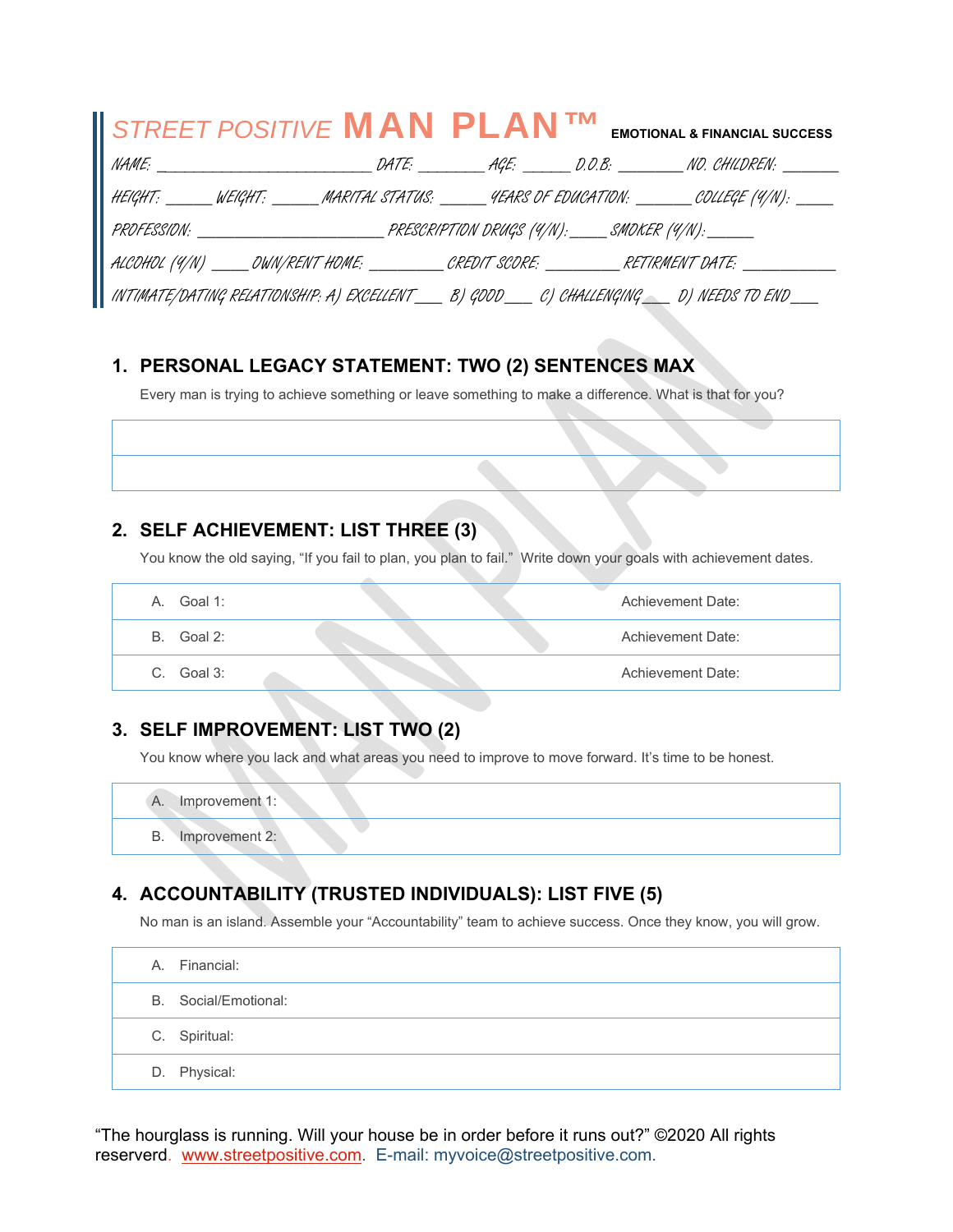# STREET POSITIVE **MAN PLAN™** EMOTIONAL & FINANCIAL SUCCESS

NAME: ________________________ DATE: ________ AGE: ______ D.O.B: ________ NO. CHILDREN: _______

HEIGHT: ______ WEIGHT: ______ MARITAL STATUS: ______ YEARS OF EDUCATION: _______ COLLEGE (Y/N): _____

PROFESSION: _______________________ PRESCRIPTION DRUGS (Y/N):_____ SMOKER (Y/N):______

ALCOHOL (Y/N) _____ OWN/RENT HOME: _________ CREDIT SCORE: _________ RETIREMENT DATE: ____________

INTIMATE/DATING RELATIONSHIP: A) EXCELLENT ___ B) GOOD ___ C) CHALLENGING ___ D) NEEDS TO END ___

## 1. PERSONAL LEGACY STATEMENT: TWO (2) SENTENCES MAX

Every man is trying to achieve something or leave something to make a difference. What is that for you?

| |
|---|
| |
| |

## 2. SELF ACHIEVEMENT: LIST THREE (3)

You know the old saying, "If you fail to plan, you plan to fail." Write down your goals with achievement dates.

| Goal | Achievement Date |
|---|---|
| A. Goal 1: | Achievement Date: |
| B. Goal 2: | Achievement Date: |
| C. Goal 3: | Achievement Date: |

## 3. SELF IMPROVEMENT: LIST TWO (2)

You know where you lack and what areas you need to improve to move forward. It's time to be honest.

| |
|---|
| A. Improvement 1: |
| B. Improvement 2: |

## 4. ACCOUNTABILITY (TRUSTED INDIVIDUALS): LIST FIVE (5)

No man is an island. Assemble your "Accountability" team to achieve success. Once they know, you will grow.

| |
|---|
| A. Financial: |
| B. Social/Emotional: |
| C. Spiritual: |
| D. Physical: |

"The hourglass is running. Will your house be in order before it runs out?" ©2020 All rights reserverd. www.streetpositive.com. E-mail: myvoice@streetpositive.com.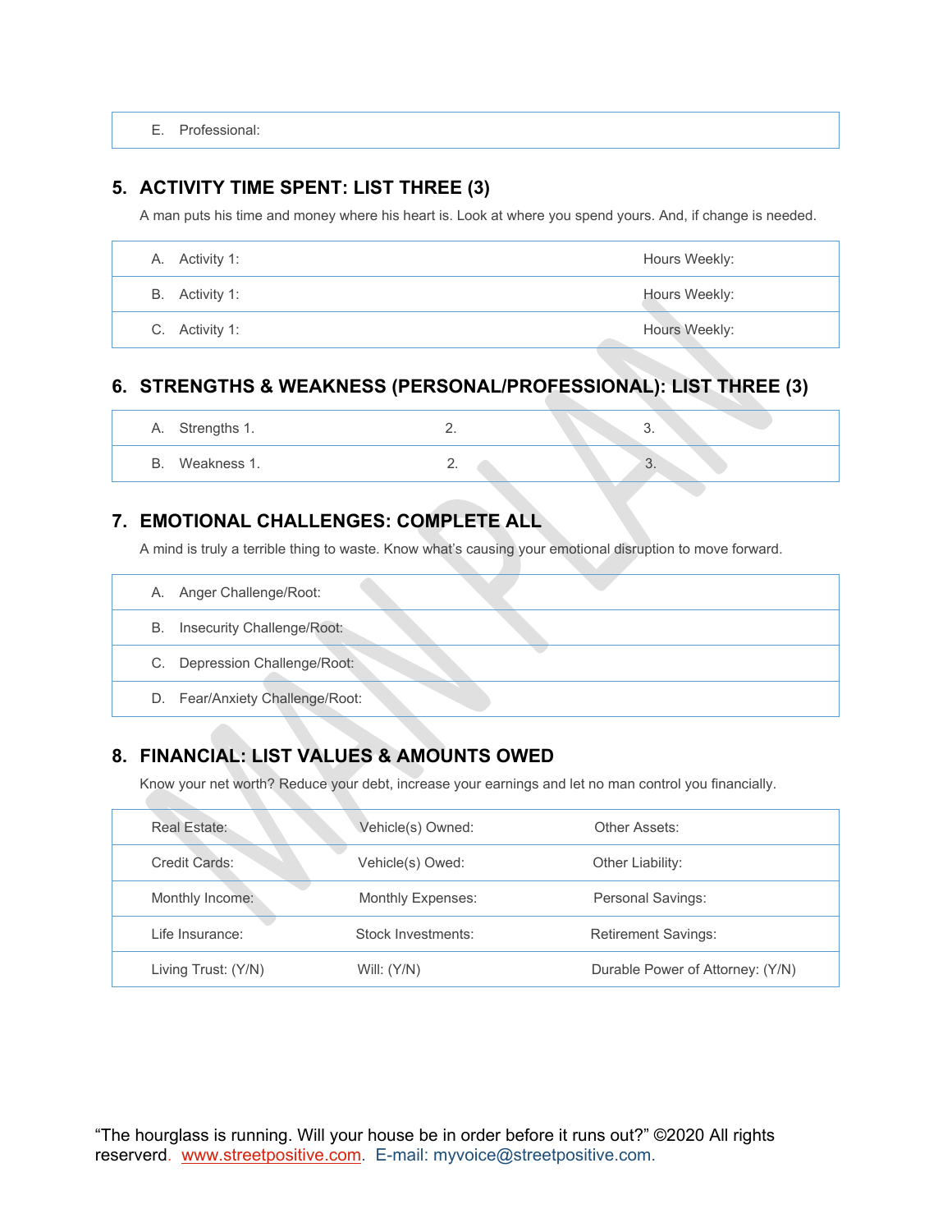| E. Professional: |
|---|

## 5. ACTIVITY TIME SPENT: LIST THREE (3)

A man puts his time and money where his heart is. Look at where you spend yours. And, if change is needed.

| | |
|---|---|
| A. Activity 1: | Hours Weekly: |
| B. Activity 1: | Hours Weekly: |
| C. Activity 1: | Hours Weekly: |

## 6. STRENGTHS & WEAKNESS (PERSONAL/PROFESSIONAL): LIST THREE (3)

| | | |
|---|---|---|
| A. Strengths 1. | 2. | 3. |
| B. Weakness 1. | 2. | 3. |

## 7. EMOTIONAL CHALLENGES: COMPLETE ALL

A mind is truly a terrible thing to waste. Know what's causing your emotional disruption to move forward.

| |
|---|
| A. Anger Challenge/Root: |
| B. Insecurity Challenge/Root: |
| C. Depression Challenge/Root: |
| D. Fear/Anxiety Challenge/Root: |

## 8. FINANCIAL: LIST VALUES & AMOUNTS OWED

Know your net worth? Reduce your debt, increase your earnings and let no man control you financially.

| | | |
|---|---|---|
| Real Estate: | Vehicle(s) Owned: | Other Assets: |
| Credit Cards: | Vehicle(s) Owed: | Other Liability: |
| Monthly Income: | Monthly Expenses: | Personal Savings: |
| Life Insurance: | Stock Investments: | Retirement Savings: |
| Living Trust: (Y/N) | Will: (Y/N) | Durable Power of Attorney: (Y/N) |

"The hourglass is running. Will your house be in order before it runs out?" ©2020 All rights reserverd. www.streetpositive.com. E-mail: myvoice@streetpositive.com.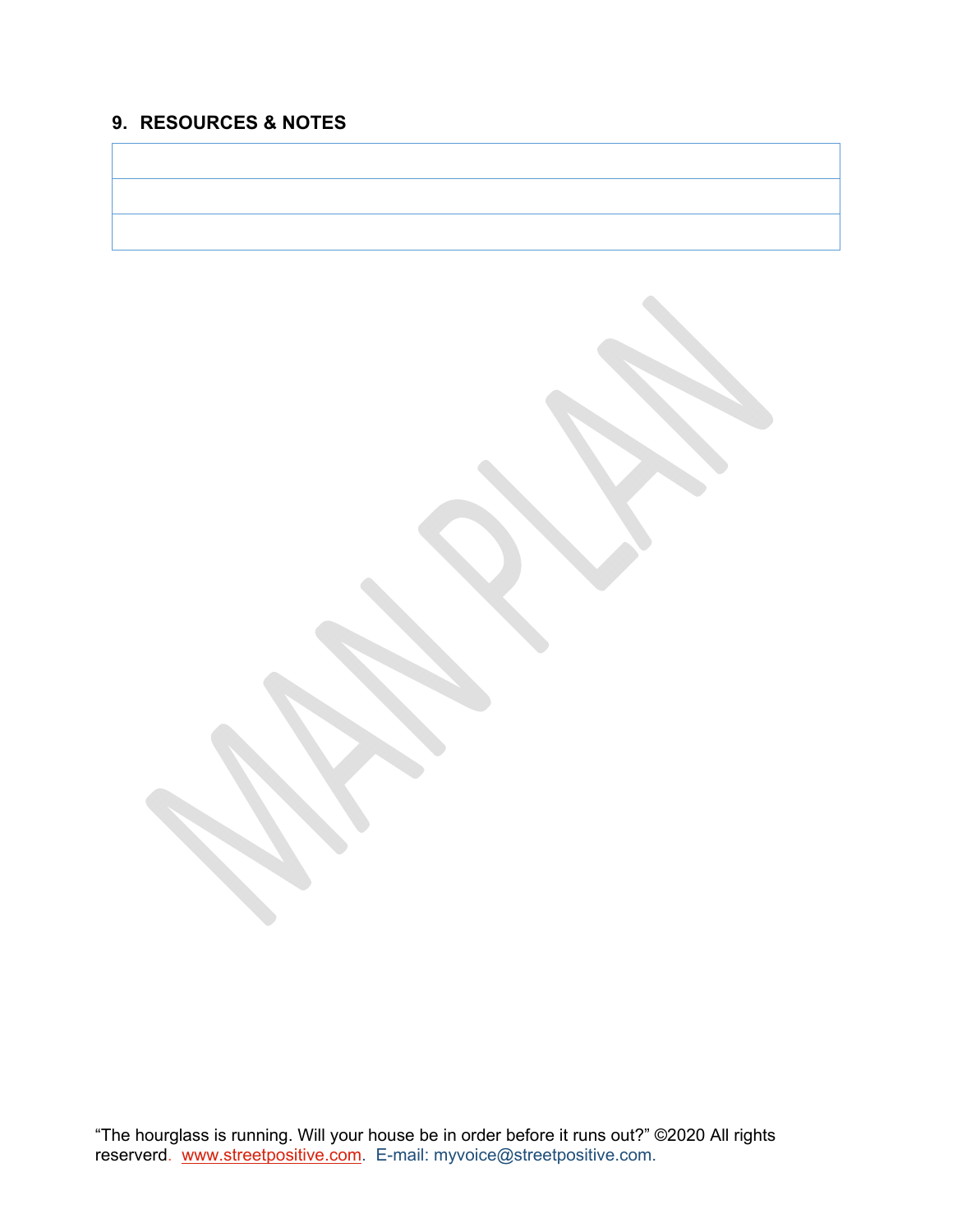### 9. RESOURCES & NOTES

| |
|---|
| |
| |